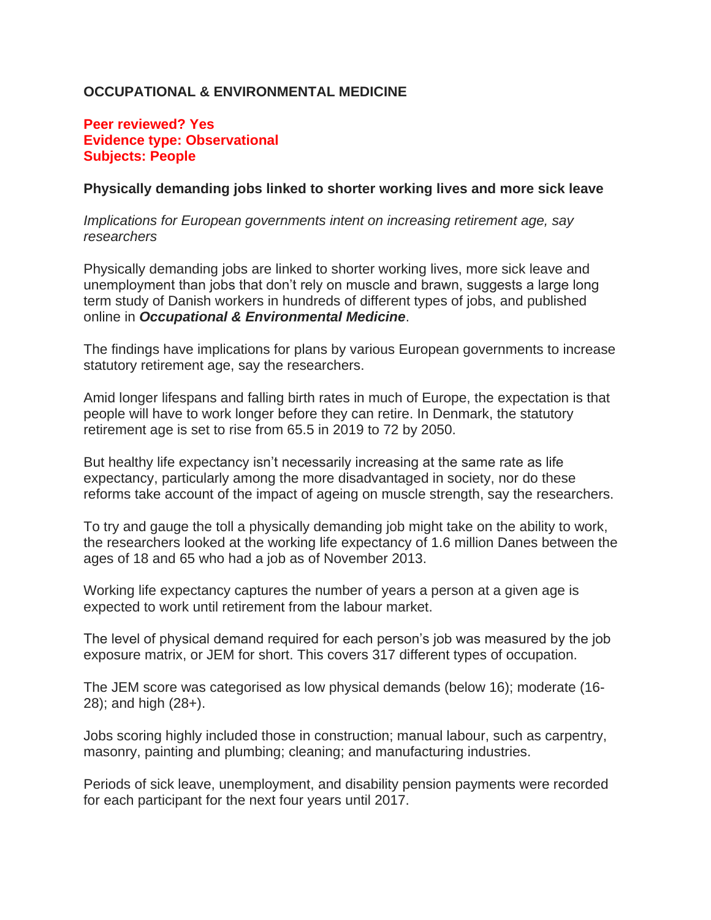**OCCUPATIONAL & ENVIRONMENTAL MEDICINE**

**Peer reviewed? Yes**
**Evidence type: Observational**
**Subjects: People**

**Physically demanding jobs linked to shorter working lives and more sick leave**

*Implications for European governments intent on increasing retirement age, say researchers*

Physically demanding jobs are linked to shorter working lives, more sick leave and unemployment than jobs that don't rely on muscle and brawn, suggests a large long term study of Danish workers in hundreds of different types of jobs, and published online in ***Occupational & Environmental Medicine***.

The findings have implications for plans by various European governments to increase statutory retirement age, say the researchers.

Amid longer lifespans and falling birth rates in much of Europe, the expectation is that people will have to work longer before they can retire. In Denmark, the statutory retirement age is set to rise from 65.5 in 2019 to 72 by 2050.

But healthy life expectancy isn't necessarily increasing at the same rate as life expectancy, particularly among the more disadvantaged in society, nor do these reforms take account of the impact of ageing on muscle strength, say the researchers.

To try and gauge the toll a physically demanding job might take on the ability to work, the researchers looked at the working life expectancy of 1.6 million Danes between the ages of 18 and 65 who had a job as of November 2013.

Working life expectancy captures the number of years a person at a given age is expected to work until retirement from the labour market.

The level of physical demand required for each person's job was measured by the job exposure matrix, or JEM for short. This covers 317 different types of occupation.

The JEM score was categorised as low physical demands (below 16); moderate (16-28); and high (28+).

Jobs scoring highly included those in construction; manual labour, such as carpentry, masonry, painting and plumbing; cleaning; and manufacturing industries.

Periods of sick leave, unemployment, and disability pension payments were recorded for each participant for the next four years until 2017.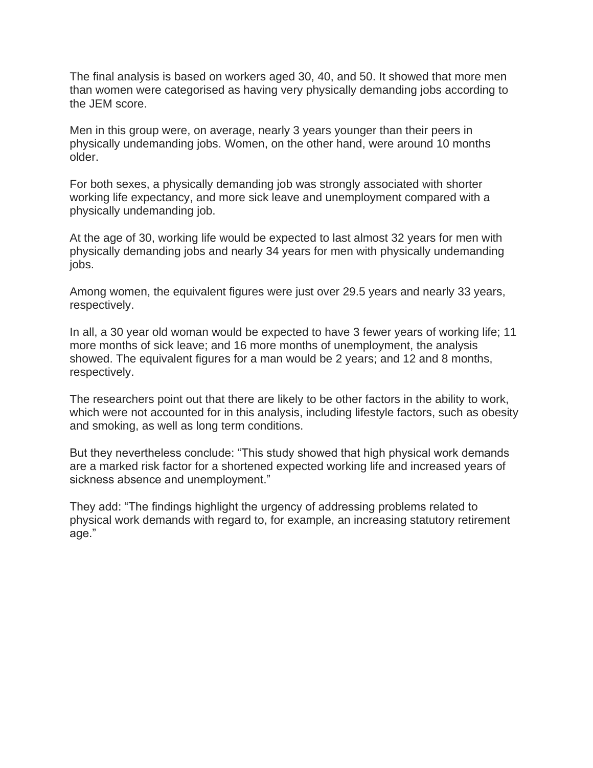The final analysis is based on workers aged 30, 40, and 50. It showed that more men than women were categorised as having very physically demanding jobs according to the JEM score.

Men in this group were, on average, nearly 3 years younger than their peers in physically undemanding jobs. Women, on the other hand, were around 10 months older.

For both sexes, a physically demanding job was strongly associated with shorter working life expectancy, and more sick leave and unemployment compared with a physically undemanding job.

At the age of 30, working life would be expected to last almost 32 years for men with physically demanding jobs and nearly 34 years for men with physically undemanding jobs.

Among women, the equivalent figures were just over 29.5 years and nearly 33 years, respectively.

In all, a 30 year old woman would be expected to have 3 fewer years of working life; 11 more months of sick leave; and 16 more months of unemployment, the analysis showed. The equivalent figures for a man would be 2 years; and 12 and 8 months, respectively.

The researchers point out that there are likely to be other factors in the ability to work, which were not accounted for in this analysis, including lifestyle factors, such as obesity and smoking, as well as long term conditions.

But they nevertheless conclude: "This study showed that high physical work demands are a marked risk factor for a shortened expected working life and increased years of sickness absence and unemployment."

They add: "The findings highlight the urgency of addressing problems related to physical work demands with regard to, for example, an increasing statutory retirement age."